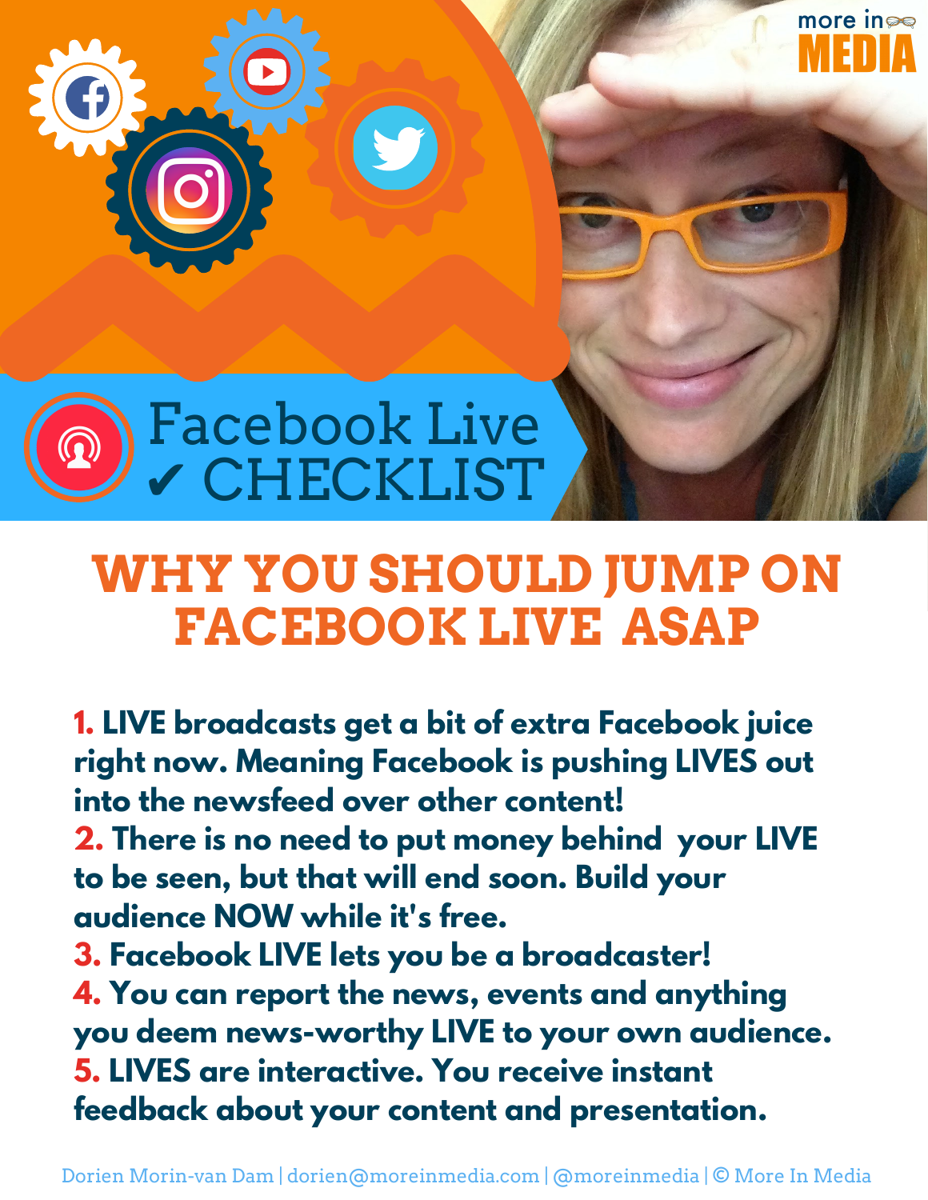more in MEDIA

# Facebook Live ✔ CHECKLIST

## WHY YOU SHOULD JUMP ON FACEBOOK LIVE ASAP

**1. LIVE broadcasts get a bit of extra Facebook juice right now. Meaning Facebook is pushing LIVES out into the newsfeed over other content!**
**2. There is no need to put money behind your LIVE to be seen, but that will end soon. Build your audience NOW while it's free.**
**3. Facebook LIVE lets you be a broadcaster!**
**4. You can report the news, events and anything you deem news-worthy LIVE to your own audience.**
**5. LIVES are interactive. You receive instant feedback about your content and presentation.**

Dorien Morin-van Dam | dorien@moreinmedia.com | @moreinmedia | © More In Media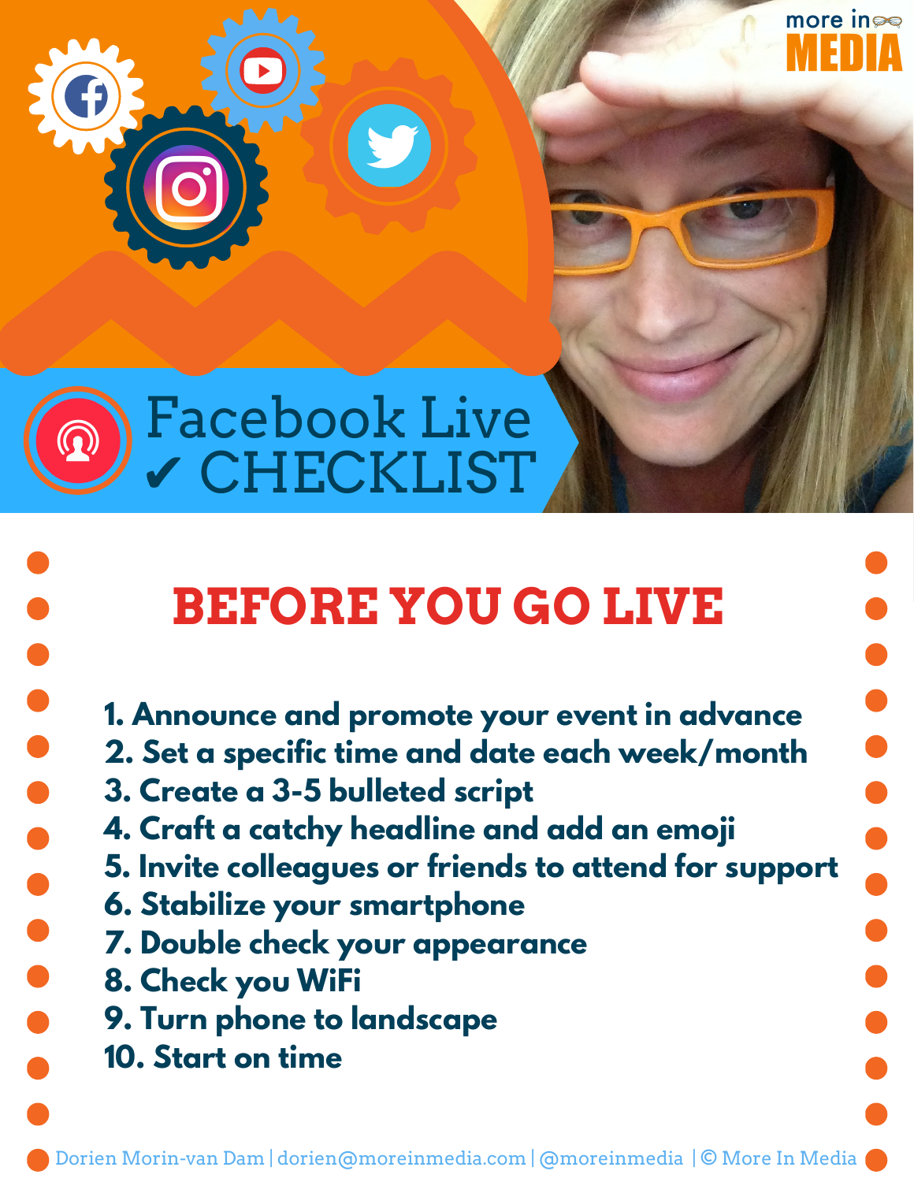more in MEDIA

# Facebook Live ✔ CHECKLIST

## BEFORE YOU GO LIVE

1. Announce and promote your event in advance
2. Set a specific time and date each week/month
3. Create a 3-5 bulleted script
4. Craft a catchy headline and add an emoji
5. Invite colleagues or friends to attend for support
6. Stabilize your smartphone
7. Double check your appearance
8. Check you WiFi
9. Turn phone to landscape
10. Start on time

Dorien Morin-van Dam | dorien@moreinmedia.com | @moreinmedia | © More In Media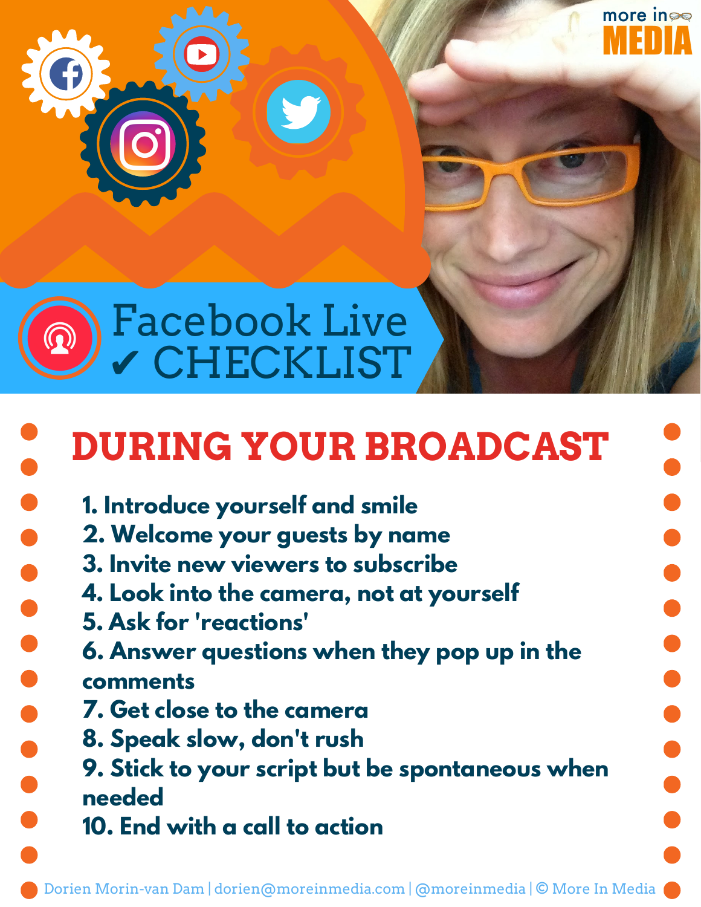more in MEDIA

# Facebook Live ✔ CHECKLIST

## DURING YOUR BROADCAST

1. Introduce yourself and smile
2. Welcome your guests by name
3. Invite new viewers to subscribe
4. Look into the camera, not at yourself
5. Ask for 'reactions'
6. Answer questions when they pop up in the comments
7. Get close to the camera
8. Speak slow, don't rush
9. Stick to your script but be spontaneous when needed
10. End with a call to action

Dorien Morin-van Dam | dorien@moreinmedia.com | @moreinmedia | © More In Media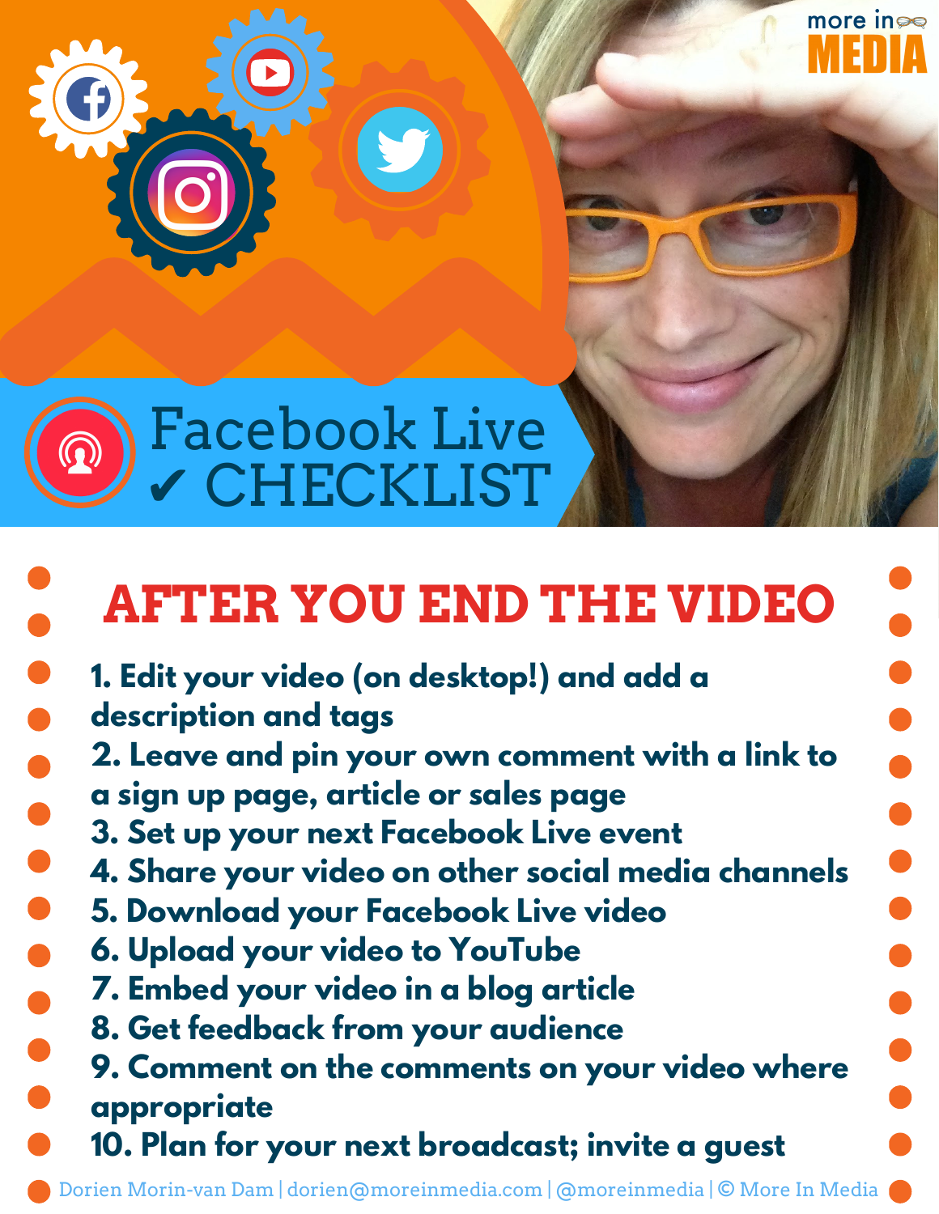more in MEDIA

# Facebook Live ✔ CHECKLIST

## AFTER YOU END THE VIDEO

1. Edit your video (on desktop!) and add a description and tags
2. Leave and pin your own comment with a link to a sign up page, article or sales page
3. Set up your next Facebook Live event
4. Share your video on other social media channels
5. Download your Facebook Live video
6. Upload your video to YouTube
7. Embed your video in a blog article
8. Get feedback from your audience
9. Comment on the comments on your video where appropriate
10. Plan for your next broadcast; invite a guest

Dorien Morin-van Dam | dorien@moreinmedia.com | @moreinmedia | © More In Media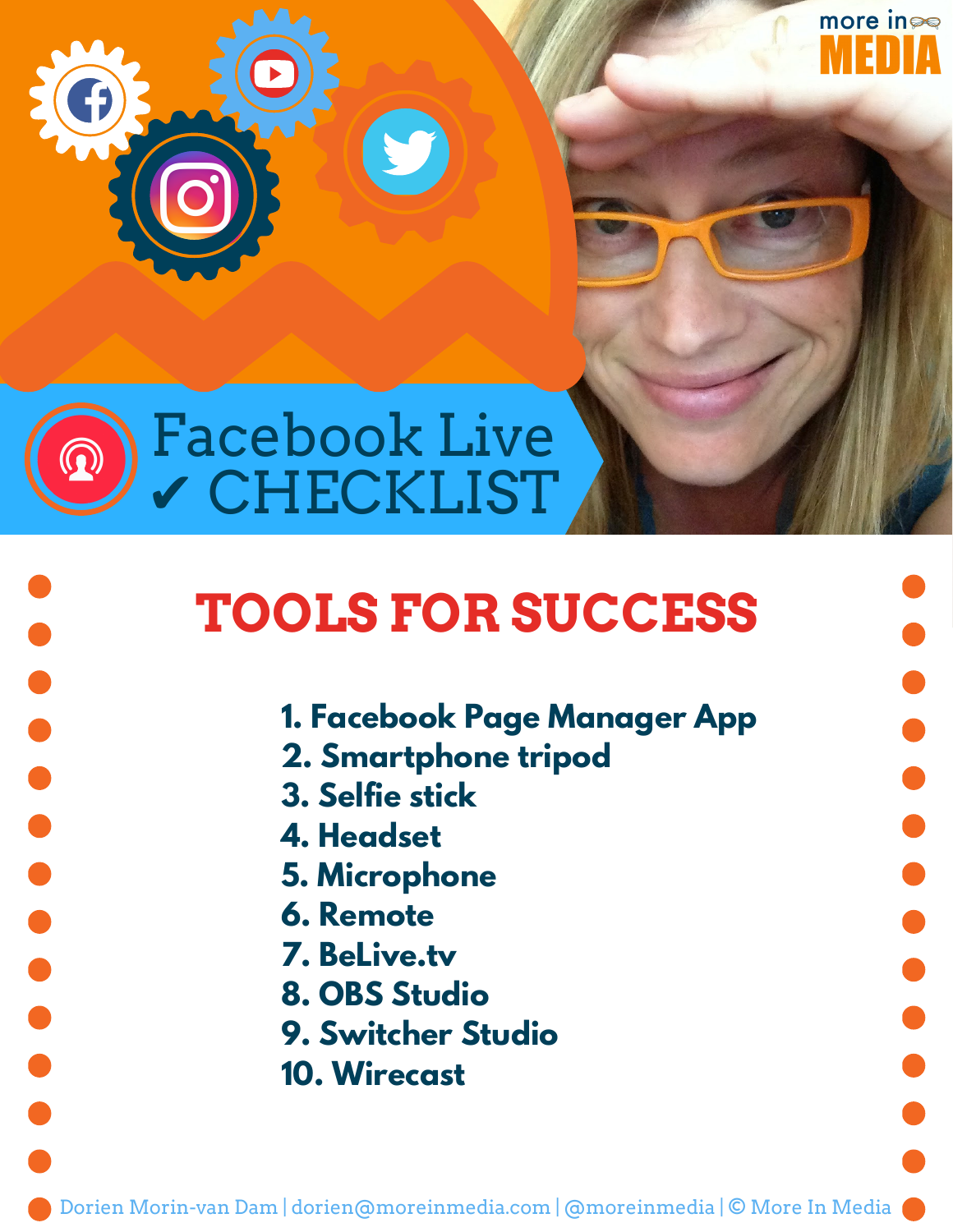more in MEDIA

# Facebook Live ✔ CHECKLIST

## TOOLS FOR SUCCESS

1. Facebook Page Manager App
2. Smartphone tripod
3. Selfie stick
4. Headset
5. Microphone
6. Remote
7. BeLive.tv
8. OBS Studio
9. Switcher Studio
10. Wirecast

Dorien Morin-van Dam | dorien@moreinmedia.com | @moreinmedia | © More In Media